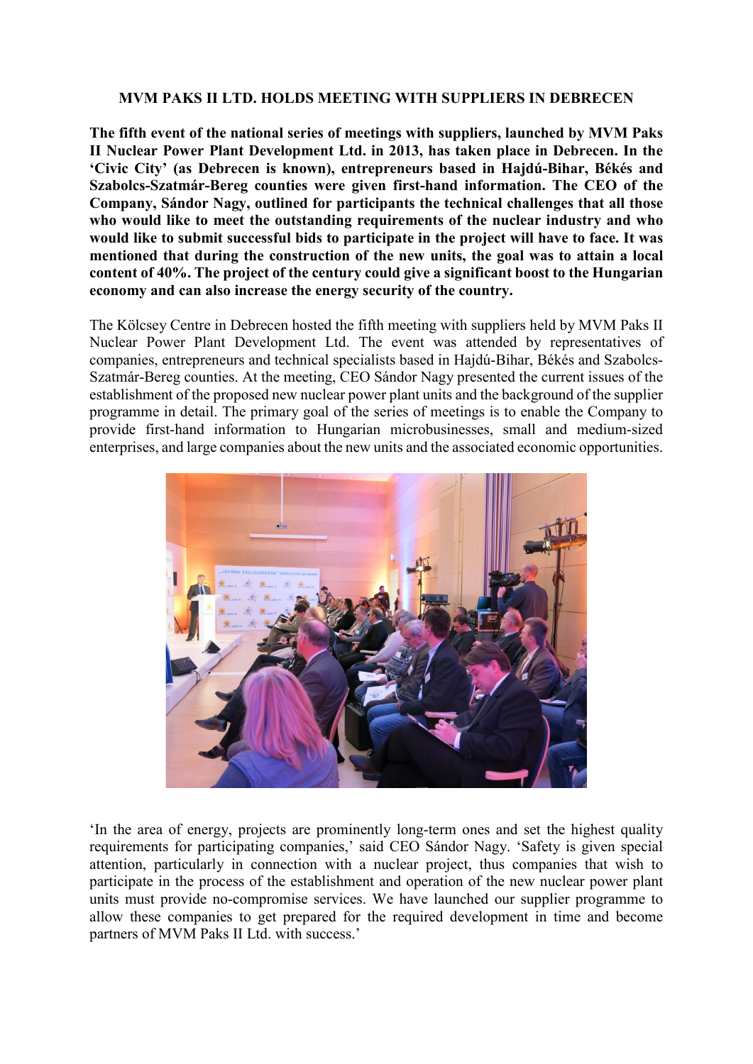# MVM PAKS II LTD. HOLDS MEETING WITH SUPPLIERS IN DEBRECEN

**The fifth event of the national series of meetings with suppliers, launched by MVM Paks II Nuclear Power Plant Development Ltd. in 2013, has taken place in Debrecen. In the 'Civic City' (as Debrecen is known), entrepreneurs based in Hajdú-Bihar, Békés and Szabolcs-Szatmár-Bereg counties were given first-hand information. The CEO of the Company, Sándor Nagy, outlined for participants the technical challenges that all those who would like to meet the outstanding requirements of the nuclear industry and who would like to submit successful bids to participate in the project will have to face. It was mentioned that during the construction of the new units, the goal was to attain a local content of 40%. The project of the century could give a significant boost to the Hungarian economy and can also increase the energy security of the country.**

The Kölcsey Centre in Debrecen hosted the fifth meeting with suppliers held by MVM Paks II Nuclear Power Plant Development Ltd. The event was attended by representatives of companies, entrepreneurs and technical specialists based in Hajdú-Bihar, Békés and Szabolcs-Szatmár-Bereg counties. At the meeting, CEO Sándor Nagy presented the current issues of the establishment of the proposed new nuclear power plant units and the background of the supplier programme in detail. The primary goal of the series of meetings is to enable the Company to provide first-hand information to Hungarian microbusinesses, small and medium-sized enterprises, and large companies about the new units and the associated economic opportunities.

'In the area of energy, projects are prominently long-term ones and set the highest quality requirements for participating companies,' said CEO Sándor Nagy. 'Safety is given special attention, particularly in connection with a nuclear project, thus companies that wish to participate in the process of the establishment and operation of the new nuclear power plant units must provide no-compromise services. We have launched our supplier programme to allow these companies to get prepared for the required development in time and become partners of MVM Paks II Ltd. with success.'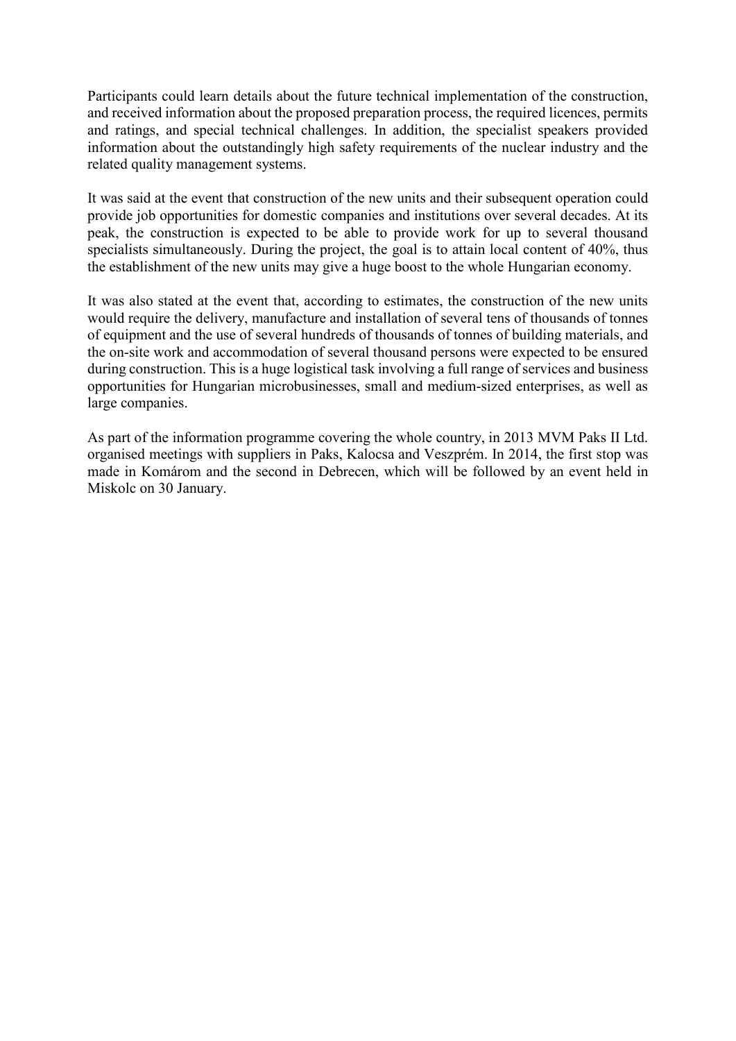Participants could learn details about the future technical implementation of the construction, and received information about the proposed preparation process, the required licences, permits and ratings, and special technical challenges. In addition, the specialist speakers provided information about the outstandingly high safety requirements of the nuclear industry and the related quality management systems.

It was said at the event that construction of the new units and their subsequent operation could provide job opportunities for domestic companies and institutions over several decades. At its peak, the construction is expected to be able to provide work for up to several thousand specialists simultaneously. During the project, the goal is to attain local content of 40%, thus the establishment of the new units may give a huge boost to the whole Hungarian economy.

It was also stated at the event that, according to estimates, the construction of the new units would require the delivery, manufacture and installation of several tens of thousands of tonnes of equipment and the use of several hundreds of thousands of tonnes of building materials, and the on-site work and accommodation of several thousand persons were expected to be ensured during construction. This is a huge logistical task involving a full range of services and business opportunities for Hungarian microbusinesses, small and medium-sized enterprises, as well as large companies.

As part of the information programme covering the whole country, in 2013 MVM Paks II Ltd. organised meetings with suppliers in Paks, Kalocsa and Veszprém. In 2014, the first stop was made in Komárom and the second in Debrecen, which will be followed by an event held in Miskolc on 30 January.